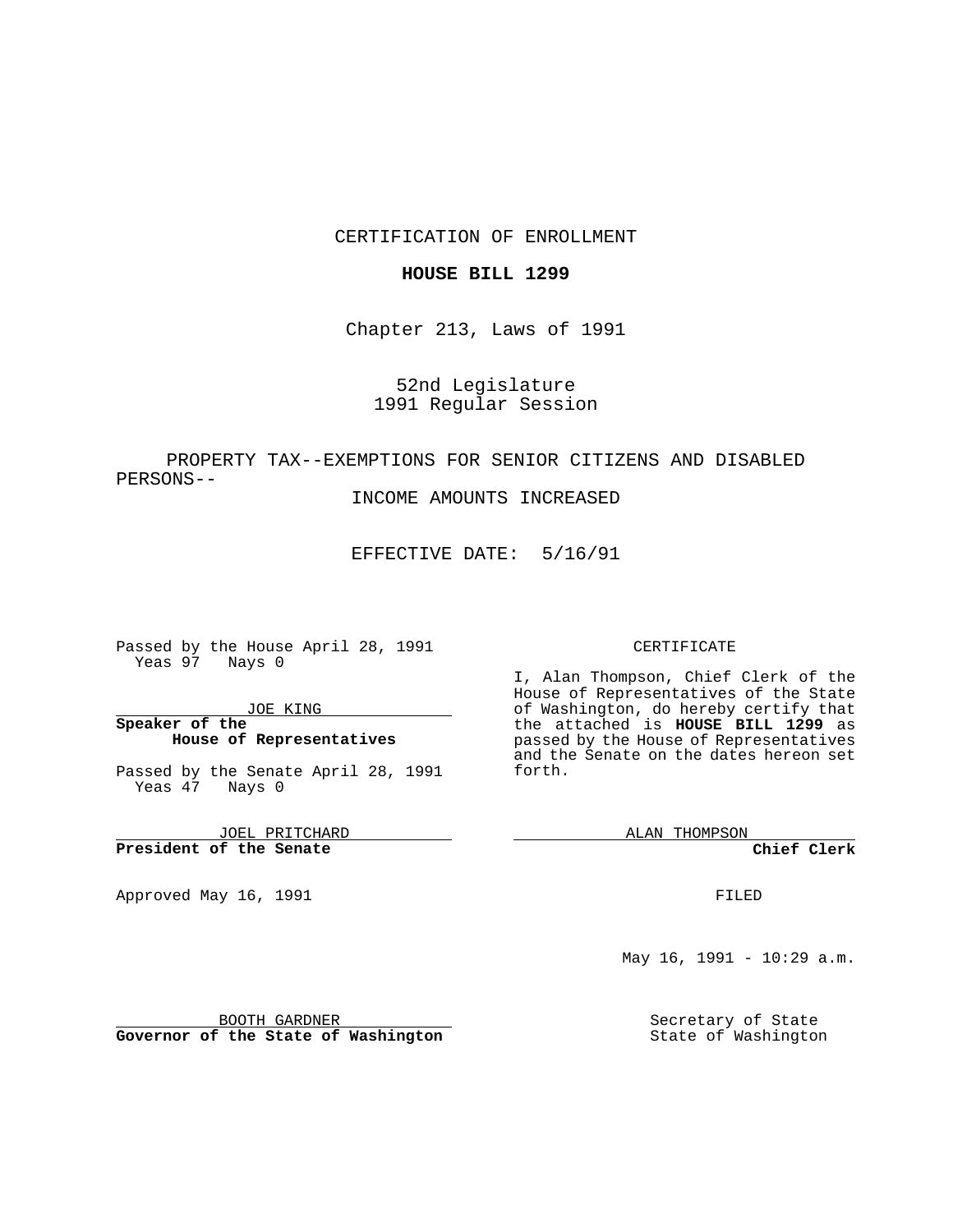CERTIFICATION OF ENROLLMENT

**HOUSE BILL 1299**

Chapter 213, Laws of 1991

52nd Legislature
1991 Regular Session

PROPERTY TAX--EXEMPTIONS FOR SENIOR CITIZENS AND DISABLED PERSONS--
INCOME AMOUNTS INCREASED

EFFECTIVE DATE: 5/16/91

Passed by the House April 28, 1991
Yeas 97 Nays 0

JOE KING
**Speaker of the House of Representatives**

Passed by the Senate April 28, 1991
Yeas 47 Nays 0

JOEL PRITCHARD
**President of the Senate**

Approved May 16, 1991

BOOTH GARDNER
**Governor of the State of Washington**

CERTIFICATE

I, Alan Thompson, Chief Clerk of the House of Representatives of the State of Washington, do hereby certify that the attached is **HOUSE BILL 1299** as passed by the House of Representatives and the Senate on the dates hereon set forth.

ALAN THOMPSON
**Chief Clerk**

FILED

May 16, 1991 - 10:29 a.m.

Secretary of State
State of Washington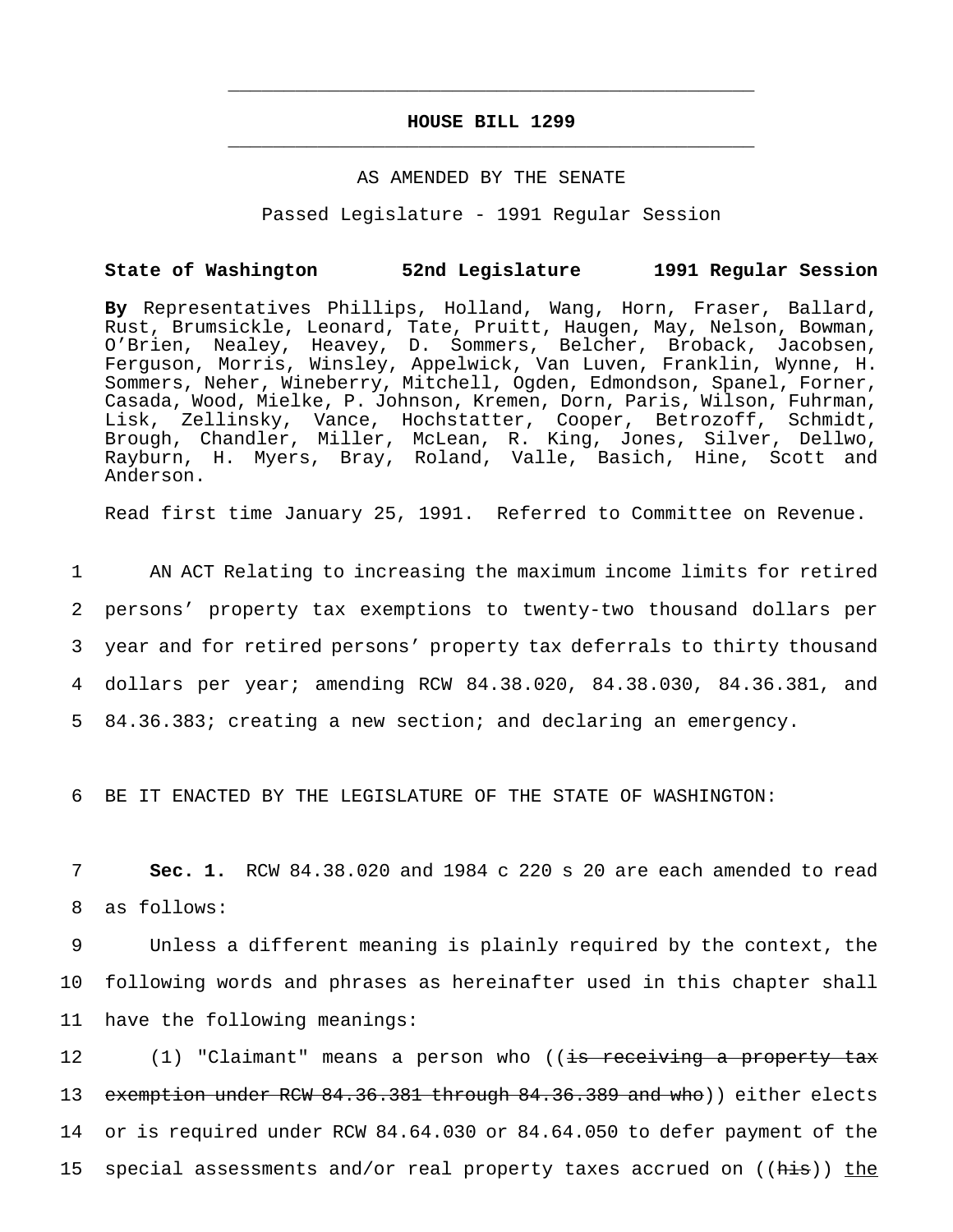# HOUSE BILL 1299

AS AMENDED BY THE SENATE

Passed Legislature - 1991 Regular Session

**State of Washington 52nd Legislature 1991 Regular Session**

**By** Representatives Phillips, Holland, Wang, Horn, Fraser, Ballard, Rust, Brumsickle, Leonard, Tate, Pruitt, Haugen, May, Nelson, Bowman, O'Brien, Nealey, Heavey, D. Sommers, Belcher, Broback, Jacobsen, Ferguson, Morris, Winsley, Appelwick, Van Luven, Franklin, Wynne, H. Sommers, Neher, Wineberry, Mitchell, Ogden, Edmondson, Spanel, Forner, Casada, Wood, Mielke, P. Johnson, Kremen, Dorn, Paris, Wilson, Fuhrman, Lisk, Zellinsky, Vance, Hochstatter, Cooper, Betrozoff, Schmidt, Brough, Chandler, Miller, McLean, R. King, Jones, Silver, Dellwo, Rayburn, H. Myers, Bray, Roland, Valle, Basich, Hine, Scott and Anderson.

Read first time January 25, 1991. Referred to Committee on Revenue.

1 AN ACT Relating to increasing the maximum income limits for retired
2 persons' property tax exemptions to twenty-two thousand dollars per
3 year and for retired persons' property tax deferrals to thirty thousand
4 dollars per year; amending RCW 84.38.020, 84.38.030, 84.36.381, and
5 84.36.383; creating a new section; and declaring an emergency.

6 BE IT ENACTED BY THE LEGISLATURE OF THE STATE OF WASHINGTON:

7 **Sec. 1.** RCW 84.38.020 and 1984 c 220 s 20 are each amended to read
8 as follows:

9 Unless a different meaning is plainly required by the context, the
10 following words and phrases as hereinafter used in this chapter shall
11 have the following meanings:

12 (1) "Claimant" means a person who ((~~is receiving a property tax~~
13 ~~exemption under RCW 84.36.381 through 84.36.389 and who~~)) either elects
14 or is required under RCW 84.64.030 or 84.64.050 to defer payment of the
15 special assessments and/or real property taxes accrued on ((~~his~~)) <u>the</u>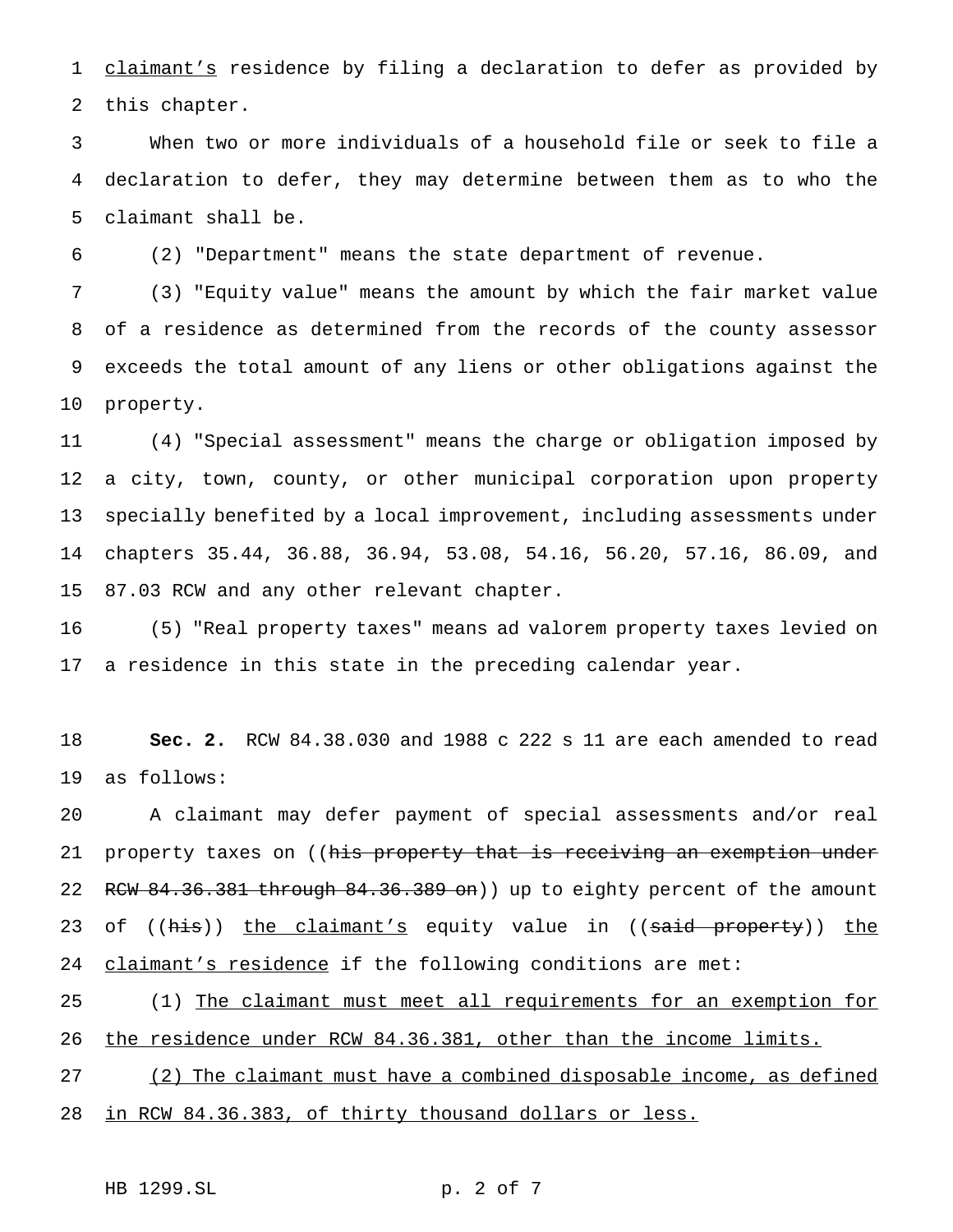claimant's residence by filing a declaration to defer as provided by this chapter.

When two or more individuals of a household file or seek to file a declaration to defer, they may determine between them as to who the claimant shall be.

(2) "Department" means the state department of revenue.

(3) "Equity value" means the amount by which the fair market value of a residence as determined from the records of the county assessor exceeds the total amount of any liens or other obligations against the property.

(4) "Special assessment" means the charge or obligation imposed by a city, town, county, or other municipal corporation upon property specially benefited by a local improvement, including assessments under chapters 35.44, 36.88, 36.94, 53.08, 54.16, 56.20, 57.16, 86.09, and 87.03 RCW and any other relevant chapter.

(5) "Real property taxes" means ad valorem property taxes levied on a residence in this state in the preceding calendar year.

**Sec. 2.** RCW 84.38.030 and 1988 c 222 s 11 are each amended to read as follows:

A claimant may defer payment of special assessments and/or real property taxes on ((~~his property that is receiving an exemption under RCW 84.36.381 through 84.36.389 on~~)) up to eighty percent of the amount of ((~~his~~)) <u>the claimant's</u> equity value in ((~~said property~~)) <u>the claimant's residence</u> if the following conditions are met:

(1) <u>The claimant must meet all requirements for an exemption for the residence under RCW 84.36.381, other than the income limits.</u>

<u>(2) The claimant must have a combined disposable income, as defined in RCW 84.36.383, of thirty thousand dollars or less.</u>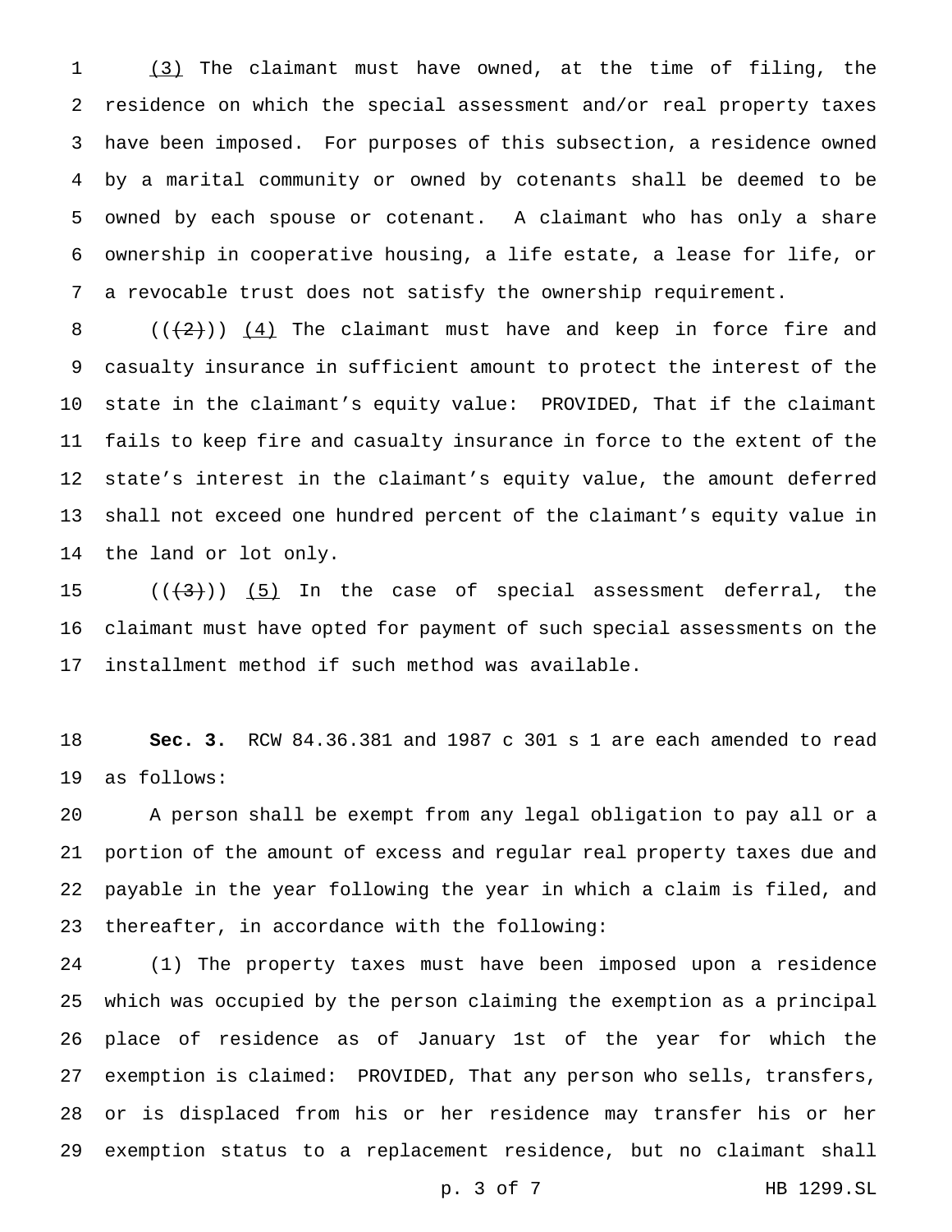(3) The claimant must have owned, at the time of filing, the residence on which the special assessment and/or real property taxes have been imposed. For purposes of this subsection, a residence owned by a marital community or owned by cotenants shall be deemed to be owned by each spouse or cotenant. A claimant who has only a share ownership in cooperative housing, a life estate, a lease for life, or a revocable trust does not satisfy the ownership requirement.

((~~(2)~~)) (4) The claimant must have and keep in force fire and casualty insurance in sufficient amount to protect the interest of the state in the claimant's equity value: PROVIDED, That if the claimant fails to keep fire and casualty insurance in force to the extent of the state's interest in the claimant's equity value, the amount deferred shall not exceed one hundred percent of the claimant's equity value in the land or lot only.

((~~(3)~~)) (5) In the case of special assessment deferral, the claimant must have opted for payment of such special assessments on the installment method if such method was available.

**Sec. 3.** RCW 84.36.381 and 1987 c 301 s 1 are each amended to read as follows:

A person shall be exempt from any legal obligation to pay all or a portion of the amount of excess and regular real property taxes due and payable in the year following the year in which a claim is filed, and thereafter, in accordance with the following:

(1) The property taxes must have been imposed upon a residence which was occupied by the person claiming the exemption as a principal place of residence as of January 1st of the year for which the exemption is claimed: PROVIDED, That any person who sells, transfers, or is displaced from his or her residence may transfer his or her exemption status to a replacement residence, but no claimant shall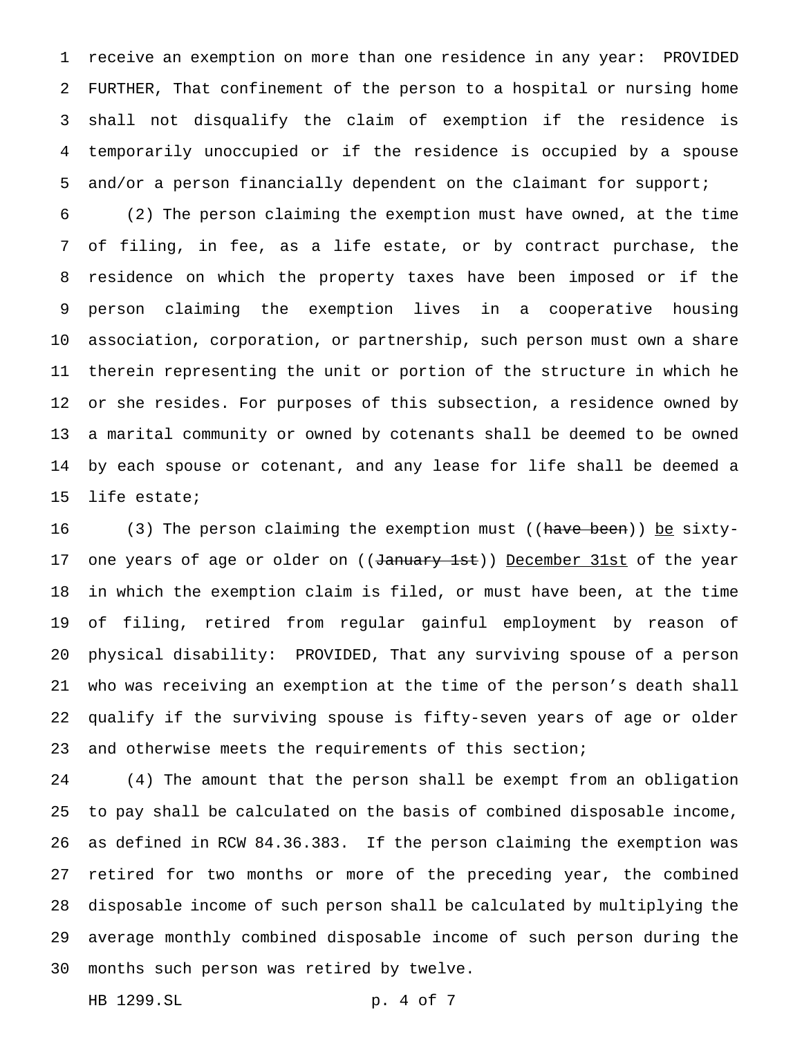receive an exemption on more than one residence in any year: PROVIDED FURTHER, That confinement of the person to a hospital or nursing home shall not disqualify the claim of exemption if the residence is temporarily unoccupied or if the residence is occupied by a spouse and/or a person financially dependent on the claimant for support;

(2) The person claiming the exemption must have owned, at the time of filing, in fee, as a life estate, or by contract purchase, the residence on which the property taxes have been imposed or if the person claiming the exemption lives in a cooperative housing association, corporation, or partnership, such person must own a share therein representing the unit or portion of the structure in which he or she resides. For purposes of this subsection, a residence owned by a marital community or owned by cotenants shall be deemed to be owned by each spouse or cotenant, and any lease for life shall be deemed a life estate;

(3) The person claiming the exemption must ((~~have been~~)) <u>be</u> sixty-one years of age or older on ((~~January 1st~~)) <u>December 31st</u> of the year in which the exemption claim is filed, or must have been, at the time of filing, retired from regular gainful employment by reason of physical disability: PROVIDED, That any surviving spouse of a person who was receiving an exemption at the time of the person's death shall qualify if the surviving spouse is fifty-seven years of age or older and otherwise meets the requirements of this section;

(4) The amount that the person shall be exempt from an obligation to pay shall be calculated on the basis of combined disposable income, as defined in RCW 84.36.383. If the person claiming the exemption was retired for two months or more of the preceding year, the combined disposable income of such person shall be calculated by multiplying the average monthly combined disposable income of such person during the months such person was retired by twelve.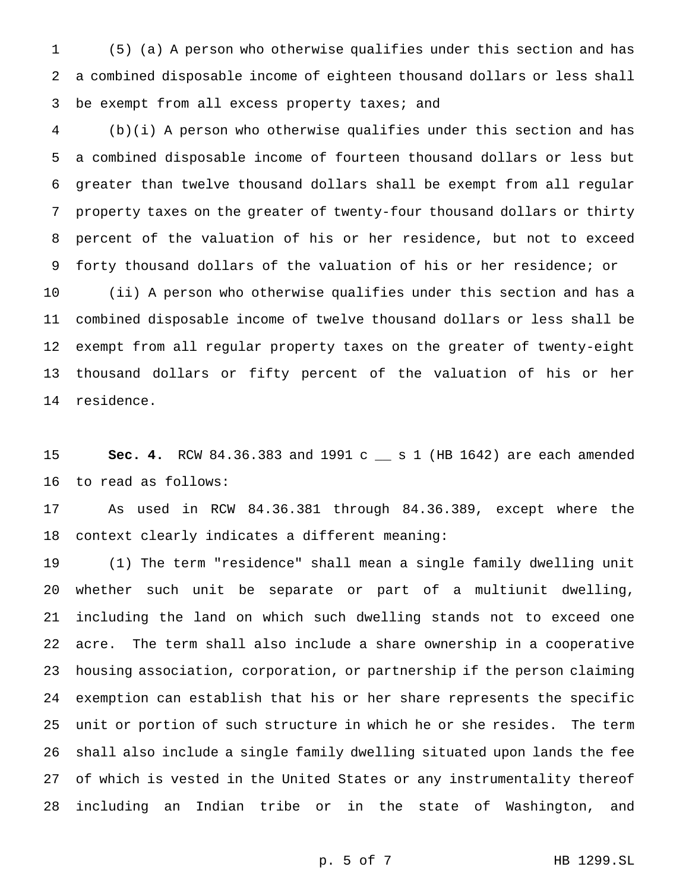(5) (a) A person who otherwise qualifies under this section and has a combined disposable income of eighteen thousand dollars or less shall be exempt from all excess property taxes; and

(b)(i) A person who otherwise qualifies under this section and has a combined disposable income of fourteen thousand dollars or less but greater than twelve thousand dollars shall be exempt from all regular property taxes on the greater of twenty-four thousand dollars or thirty percent of the valuation of his or her residence, but not to exceed forty thousand dollars of the valuation of his or her residence; or

(ii) A person who otherwise qualifies under this section and has a combined disposable income of twelve thousand dollars or less shall be exempt from all regular property taxes on the greater of twenty-eight thousand dollars or fifty percent of the valuation of his or her residence.

**Sec. 4.** RCW 84.36.383 and 1991 c __ s 1 (HB 1642) are each amended to read as follows:

As used in RCW 84.36.381 through 84.36.389, except where the context clearly indicates a different meaning:

(1) The term "residence" shall mean a single family dwelling unit whether such unit be separate or part of a multiunit dwelling, including the land on which such dwelling stands not to exceed one acre. The term shall also include a share ownership in a cooperative housing association, corporation, or partnership if the person claiming exemption can establish that his or her share represents the specific unit or portion of such structure in which he or she resides. The term shall also include a single family dwelling situated upon lands the fee of which is vested in the United States or any instrumentality thereof including an Indian tribe or in the state of Washington, and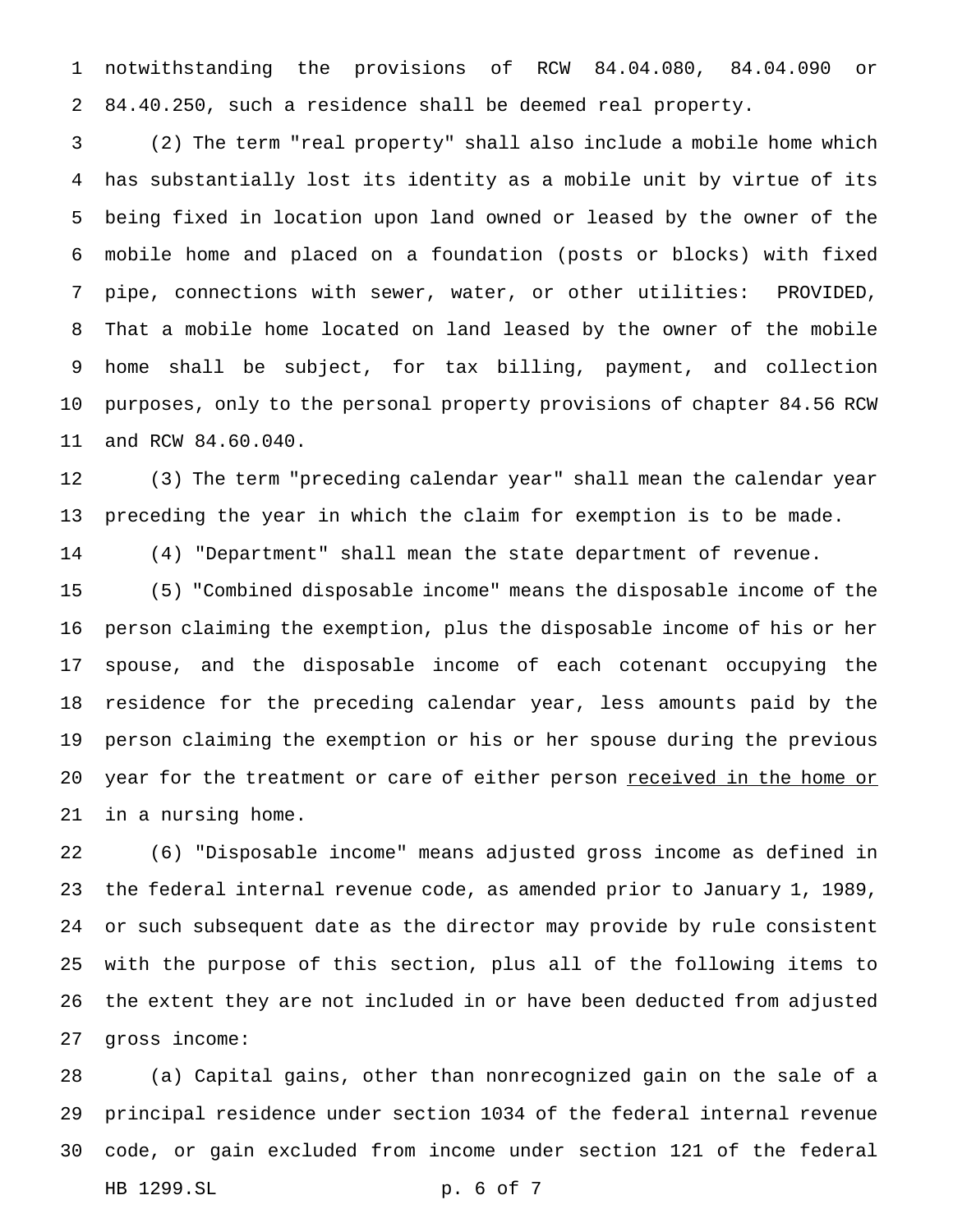notwithstanding the provisions of RCW 84.04.080, 84.04.090 or 84.40.250, such a residence shall be deemed real property.

(2) The term "real property" shall also include a mobile home which has substantially lost its identity as a mobile unit by virtue of its being fixed in location upon land owned or leased by the owner of the mobile home and placed on a foundation (posts or blocks) with fixed pipe, connections with sewer, water, or other utilities: PROVIDED, That a mobile home located on land leased by the owner of the mobile home shall be subject, for tax billing, payment, and collection purposes, only to the personal property provisions of chapter 84.56 RCW and RCW 84.60.040.

(3) The term "preceding calendar year" shall mean the calendar year preceding the year in which the claim for exemption is to be made.

(4) "Department" shall mean the state department of revenue.

(5) "Combined disposable income" means the disposable income of the person claiming the exemption, plus the disposable income of his or her spouse, and the disposable income of each cotenant occupying the residence for the preceding calendar year, less amounts paid by the person claiming the exemption or his or her spouse during the previous year for the treatment or care of either person <u>received in the home or</u> in a nursing home.

(6) "Disposable income" means adjusted gross income as defined in the federal internal revenue code, as amended prior to January 1, 1989, or such subsequent date as the director may provide by rule consistent with the purpose of this section, plus all of the following items to the extent they are not included in or have been deducted from adjusted gross income:

(a) Capital gains, other than nonrecognized gain on the sale of a principal residence under section 1034 of the federal internal revenue code, or gain excluded from income under section 121 of the federal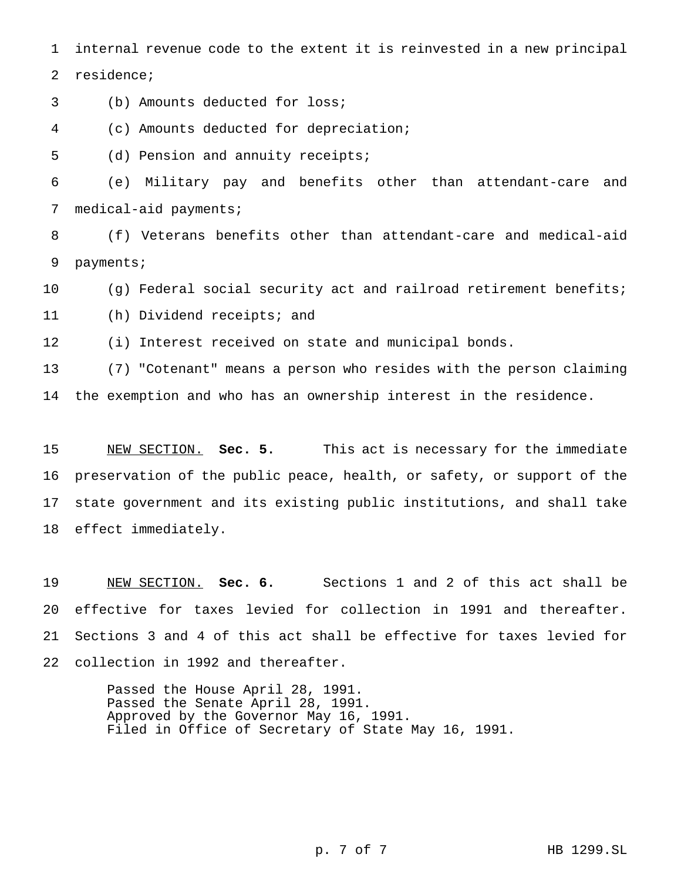internal revenue code to the extent it is reinvested in a new principal residence;

(b) Amounts deducted for loss;

(c) Amounts deducted for depreciation;

(d) Pension and annuity receipts;

(e) Military pay and benefits other than attendant-care and medical-aid payments;

(f) Veterans benefits other than attendant-care and medical-aid payments;

(g) Federal social security act and railroad retirement benefits;

(h) Dividend receipts; and

(i) Interest received on state and municipal bonds.

(7) "Cotenant" means a person who resides with the person claiming the exemption and who has an ownership interest in the residence.

NEW SECTION. **Sec. 5.** This act is necessary for the immediate preservation of the public peace, health, or safety, or support of the state government and its existing public institutions, and shall take effect immediately.

NEW SECTION. **Sec. 6.** Sections 1 and 2 of this act shall be effective for taxes levied for collection in 1991 and thereafter. Sections 3 and 4 of this act shall be effective for taxes levied for collection in 1992 and thereafter.

Passed the House April 28, 1991.
Passed the Senate April 28, 1991.
Approved by the Governor May 16, 1991.
Filed in Office of Secretary of State May 16, 1991.